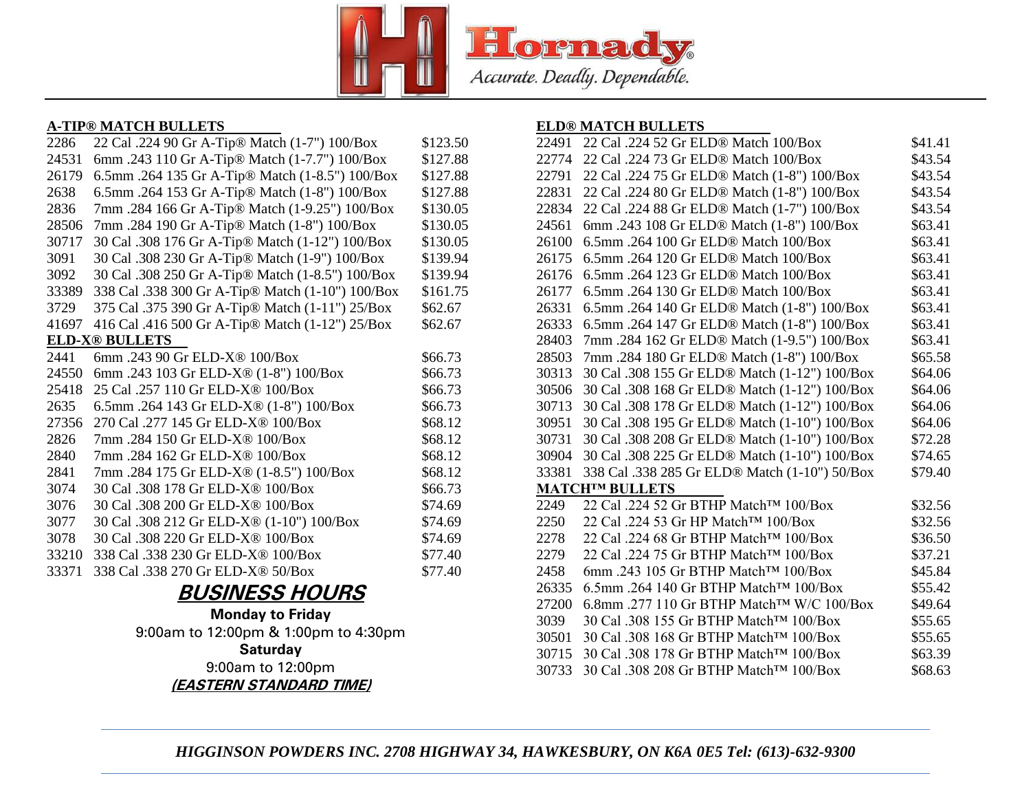# Hornady

*Accurate. Deadly. Dependable.*

## A-TIP® MATCH BULLETS

| | | |
|---|---|---|
| 2286 | 22 Cal .224 90 Gr A-Tip® Match (1-7") 100/Box | $123.50 |
| 24531 | 6mm .243 110 Gr A-Tip® Match (1-7.7") 100/Box | $127.88 |
| 26179 | 6.5mm .264 135 Gr A-Tip® Match (1-8.5") 100/Box | $127.88 |
| 2638 | 6.5mm .264 153 Gr A-Tip® Match (1-8") 100/Box | $127.88 |
| 2836 | 7mm .284 166 Gr A-Tip® Match (1-9.25") 100/Box | $130.05 |
| 28506 | 7mm .284 190 Gr A-Tip® Match (1-8") 100/Box | $130.05 |
| 30717 | 30 Cal .308 176 Gr A-Tip® Match (1-12") 100/Box | $130.05 |
| 3091 | 30 Cal .308 230 Gr A-Tip® Match (1-9") 100/Box | $139.94 |
| 3092 | 30 Cal .308 250 Gr A-Tip® Match (1-8.5") 100/Box | $139.94 |
| 33389 | 338 Cal .338 300 Gr A-Tip® Match (1-10") 100/Box | $161.75 |
| 3729 | 375 Cal .375 390 Gr A-Tip® Match (1-11") 25/Box | $62.67 |
| 41697 | 416 Cal .416 500 Gr A-Tip® Match (1-12") 25/Box | $62.67 |

## ELD-X® BULLETS

| | | |
|---|---|---|
| 2441 | 6mm .243 90 Gr ELD-X® 100/Box | $66.73 |
| 24550 | 6mm .243 103 Gr ELD-X® (1-8") 100/Box | $66.73 |
| 25418 | 25 Cal .257 110 Gr ELD-X® 100/Box | $66.73 |
| 2635 | 6.5mm .264 143 Gr ELD-X® (1-8") 100/Box | $66.73 |
| 27356 | 270 Cal .277 145 Gr ELD-X® 100/Box | $68.12 |
| 2826 | 7mm .284 150 Gr ELD-X® 100/Box | $68.12 |
| 2840 | 7mm .284 162 Gr ELD-X® 100/Box | $68.12 |
| 2841 | 7mm .284 175 Gr ELD-X® (1-8.5") 100/Box | $68.12 |
| 3074 | 30 Cal .308 178 Gr ELD-X® 100/Box | $66.73 |
| 3076 | 30 Cal .308 200 Gr ELD-X® 100/Box | $74.69 |
| 3077 | 30 Cal .308 212 Gr ELD-X® (1-10") 100/Box | $74.69 |
| 3078 | 30 Cal .308 220 Gr ELD-X® 100/Box | $74.69 |
| 33210 | 338 Cal .338 230 Gr ELD-X® 100/Box | $77.40 |
| 33371 | 338 Cal .338 270 Gr ELD-X® 50/Box | $77.40 |

## ELD® MATCH BULLETS

| | | |
|---|---|---|
| 22491 | 22 Cal .224 52 Gr ELD® Match 100/Box | $41.41 |
| 22774 | 22 Cal .224 73 Gr ELD® Match 100/Box | $43.54 |
| 22791 | 22 Cal .224 75 Gr ELD® Match (1-8") 100/Box | $43.54 |
| 22831 | 22 Cal .224 80 Gr ELD® Match (1-8") 100/Box | $43.54 |
| 22834 | 22 Cal .224 88 Gr ELD® Match (1-7") 100/Box | $43.54 |
| 24561 | 6mm .243 108 Gr ELD® Match (1-8") 100/Box | $63.41 |
| 26100 | 6.5mm .264 100 Gr ELD® Match 100/Box | $63.41 |
| 26175 | 6.5mm .264 120 Gr ELD® Match 100/Box | $63.41 |
| 26176 | 6.5mm .264 123 Gr ELD® Match 100/Box | $63.41 |
| 26177 | 6.5mm .264 130 Gr ELD® Match 100/Box | $63.41 |
| 26331 | 6.5mm .264 140 Gr ELD® Match (1-8") 100/Box | $63.41 |
| 26333 | 6.5mm .264 147 Gr ELD® Match (1-8") 100/Box | $63.41 |
| 28403 | 7mm .284 162 Gr ELD® Match (1-9.5") 100/Box | $63.41 |
| 28503 | 7mm .284 180 Gr ELD® Match (1-8") 100/Box | $65.58 |
| 30313 | 30 Cal .308 155 Gr ELD® Match (1-12") 100/Box | $64.06 |
| 30506 | 30 Cal .308 168 Gr ELD® Match (1-12") 100/Box | $64.06 |
| 30713 | 30 Cal .308 178 Gr ELD® Match (1-12") 100/Box | $64.06 |
| 30951 | 30 Cal .308 195 Gr ELD® Match (1-10") 100/Box | $64.06 |
| 30731 | 30 Cal .308 208 Gr ELD® Match (1-10") 100/Box | $72.28 |
| 30904 | 30 Cal .308 225 Gr ELD® Match (1-10") 100/Box | $74.65 |
| 33381 | 338 Cal .338 285 Gr ELD® Match (1-10") 50/Box | $79.40 |

## MATCH™ BULLETS

| | | |
|---|---|---|
| 2249 | 22 Cal .224 52 Gr BTHP Match™ 100/Box | $32.56 |
| 2250 | 22 Cal .224 53 Gr HP Match™ 100/Box | $32.56 |
| 2278 | 22 Cal .224 68 Gr BTHP Match™ 100/Box | $36.50 |
| 2279 | 22 Cal .224 75 Gr BTHP Match™ 100/Box | $37.21 |
| 2458 | 6mm .243 105 Gr BTHP Match™ 100/Box | $45.84 |
| 26335 | 6.5mm .264 140 Gr BTHP Match™ 100/Box | $55.42 |
| 27200 | 6.8mm .277 110 Gr BTHP Match™ W/C 100/Box | $49.64 |
| 3039 | 30 Cal .308 155 Gr BTHP Match™ 100/Box | $55.65 |
| 30501 | 30 Cal .308 168 Gr BTHP Match™ 100/Box | $55.65 |
| 30715 | 30 Cal .308 178 Gr BTHP Match™ 100/Box | $63.39 |
| 30733 | 30 Cal .308 208 Gr BTHP Match™ 100/Box | $68.63 |

## *BUSINESS HOURS*

**Monday to Friday**
9:00am to 12:00pm & 1:00pm to 4:30pm
**Saturday**
9:00am to 12:00pm
***(EASTERN STANDARD TIME)***

*HIGGINSON POWDERS INC. 2708 HIGHWAY 34, HAWKESBURY, ON K6A 0E5 Tel: (613)-632-9300*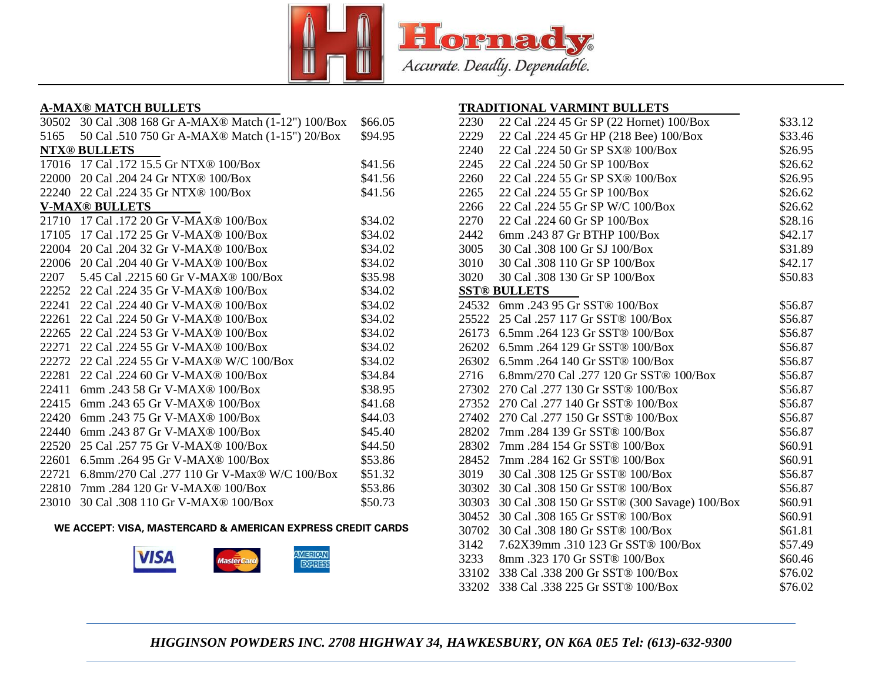# Hornady

*Accurate. Deadly. Dependable.*

## A-MAX® MATCH BULLETS

| | | |
|---|---|---|
| 30502 | 30 Cal .308 168 Gr A-MAX® Match (1-12") 100/Box | $66.05 |
| 5165 | 50 Cal .510 750 Gr A-MAX® Match (1-15") 20/Box | $94.95 |

## NTX® BULLETS

| | | |
|---|---|---|
| 17016 | 17 Cal .172 15.5 Gr NTX® 100/Box | $41.56 |
| 22000 | 20 Cal .204 24 Gr NTX® 100/Box | $41.56 |
| 22240 | 22 Cal .224 35 Gr NTX® 100/Box | $41.56 |

## V-MAX® BULLETS

| | | |
|---|---|---|
| 21710 | 17 Cal .172 20 Gr V-MAX® 100/Box | $34.02 |
| 17105 | 17 Cal .172 25 Gr V-MAX® 100/Box | $34.02 |
| 22004 | 20 Cal .204 32 Gr V-MAX® 100/Box | $34.02 |
| 22006 | 20 Cal .204 40 Gr V-MAX® 100/Box | $34.02 |
| 2207 | 5.45 Cal .2215 60 Gr V-MAX® 100/Box | $35.98 |
| 22252 | 22 Cal .224 35 Gr V-MAX® 100/Box | $34.02 |
| 22241 | 22 Cal .224 40 Gr V-MAX® 100/Box | $34.02 |
| 22261 | 22 Cal .224 50 Gr V-MAX® 100/Box | $34.02 |
| 22265 | 22 Cal .224 53 Gr V-MAX® 100/Box | $34.02 |
| 22271 | 22 Cal .224 55 Gr V-MAX® 100/Box | $34.02 |
| 22272 | 22 Cal .224 55 Gr V-MAX® W/C 100/Box | $34.02 |
| 22281 | 22 Cal .224 60 Gr V-MAX® 100/Box | $34.84 |
| 22411 | 6mm .243 58 Gr V-MAX® 100/Box | $38.95 |
| 22415 | 6mm .243 65 Gr V-MAX® 100/Box | $41.68 |
| 22420 | 6mm .243 75 Gr V-MAX® 100/Box | $44.03 |
| 22440 | 6mm .243 87 Gr V-MAX® 100/Box | $45.40 |
| 22520 | 25 Cal .257 75 Gr V-MAX® 100/Box | $44.50 |
| 22601 | 6.5mm .264 95 Gr V-MAX® 100/Box | $53.86 |
| 22721 | 6.8mm/270 Cal .277 110 Gr V-Max® W/C 100/Box | $51.32 |
| 22810 | 7mm .284 120 Gr V-MAX® 100/Box | $53.86 |
| 23010 | 30 Cal .308 110 Gr V-MAX® 100/Box | $50.73 |

**WE ACCEPT: VISA, MASTERCARD & AMERICAN EXPRESS CREDIT CARDS**

## TRADITIONAL VARMINT BULLETS

| | | |
|---|---|---|
| 2230 | 22 Cal .224 45 Gr SP (22 Hornet) 100/Box | $33.12 |
| 2229 | 22 Cal .224 45 Gr HP (218 Bee) 100/Box | $33.46 |
| 2240 | 22 Cal .224 50 Gr SP SX® 100/Box | $26.95 |
| 2245 | 22 Cal .224 50 Gr SP 100/Box | $26.62 |
| 2260 | 22 Cal .224 55 Gr SP SX® 100/Box | $26.95 |
| 2265 | 22 Cal .224 55 Gr SP 100/Box | $26.62 |
| 2266 | 22 Cal .224 55 Gr SP W/C 100/Box | $26.62 |
| 2270 | 22 Cal .224 60 Gr SP 100/Box | $28.16 |
| 2442 | 6mm .243 87 Gr BTHP 100/Box | $42.17 |
| 3005 | 30 Cal .308 100 Gr SJ 100/Box | $31.89 |
| 3010 | 30 Cal .308 110 Gr SP 100/Box | $42.17 |
| 3020 | 30 Cal .308 130 Gr SP 100/Box | $50.83 |

## SST® BULLETS

| | | |
|---|---|---|
| 24532 | 6mm .243 95 Gr SST® 100/Box | $56.87 |
| 25522 | 25 Cal .257 117 Gr SST® 100/Box | $56.87 |
| 26173 | 6.5mm .264 123 Gr SST® 100/Box | $56.87 |
| 26202 | 6.5mm .264 129 Gr SST® 100/Box | $56.87 |
| 26302 | 6.5mm .264 140 Gr SST® 100/Box | $56.87 |
| 2716 | 6.8mm/270 Cal .277 120 Gr SST® 100/Box | $56.87 |
| 27302 | 270 Cal .277 130 Gr SST® 100/Box | $56.87 |
| 27352 | 270 Cal .277 140 Gr SST® 100/Box | $56.87 |
| 27402 | 270 Cal .277 150 Gr SST® 100/Box | $56.87 |
| 28202 | 7mm .284 139 Gr SST® 100/Box | $56.87 |
| 28302 | 7mm .284 154 Gr SST® 100/Box | $60.91 |
| 28452 | 7mm .284 162 Gr SST® 100/Box | $60.91 |
| 3019 | 30 Cal .308 125 Gr SST® 100/Box | $56.87 |
| 30302 | 30 Cal .308 150 Gr SST® 100/Box | $56.87 |
| 30303 | 30 Cal .308 150 Gr SST® (300 Savage) 100/Box | $60.91 |
| 30452 | 30 Cal .308 165 Gr SST® 100/Box | $60.91 |
| 30702 | 30 Cal .308 180 Gr SST® 100/Box | $61.81 |
| 3142 | 7.62X39mm .310 123 Gr SST® 100/Box | $57.49 |
| 3233 | 8mm .323 170 Gr SST® 100/Box | $60.46 |
| 33102 | 338 Cal .338 200 Gr SST® 100/Box | $76.02 |
| 33202 | 338 Cal .338 225 Gr SST® 100/Box | $76.02 |

*HIGGINSON POWDERS INC. 2708 HIGHWAY 34, HAWKESBURY, ON K6A 0E5 Tel: (613)-632-9300*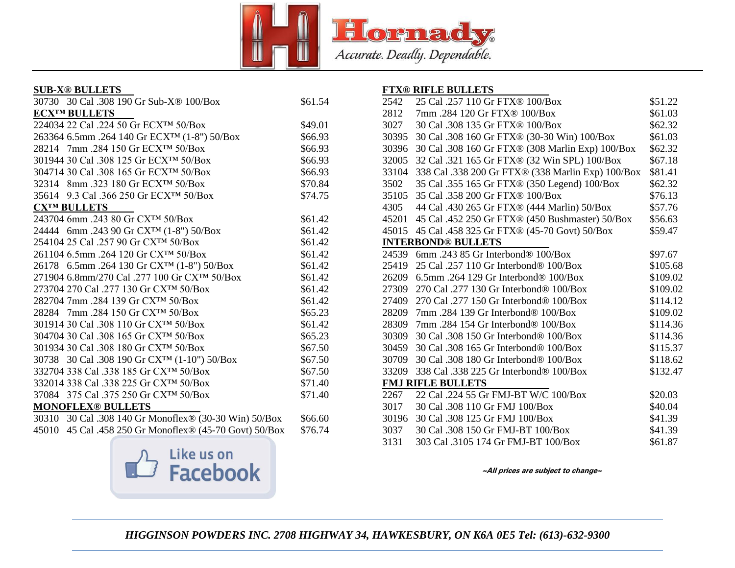## SUB-X® BULLETS

| Item | Description | Price |
|---|---|---|
| 30730 | 30 Cal .308 190 Gr Sub-X® 100/Box | $61.54 |

## ECX™ BULLETS

| Item | Description | Price |
|---|---|---|
| 224034 | 22 Cal .224 50 Gr ECX™ 50/Box | $49.01 |
| 263364 | 6.5mm .264 140 Gr ECX™ (1-8") 50/Box | $66.93 |
| 28214 | 7mm .284 150 Gr ECX™ 50/Box | $66.93 |
| 301944 | 30 Cal .308 125 Gr ECX™ 50/Box | $66.93 |
| 304714 | 30 Cal .308 165 Gr ECX™ 50/Box | $66.93 |
| 32314 | 8mm .323 180 Gr ECX™ 50/Box | $70.84 |
| 35614 | 9.3 Cal .366 250 Gr ECX™ 50/Box | $74.75 |

## CX™ BULLETS

| Item | Description | Price |
|---|---|---|
| 243704 | 6mm .243 80 Gr CX™ 50/Box | $61.42 |
| 24444 | 6mm .243 90 Gr CX™ (1-8") 50/Box | $61.42 |
| 254104 | 25 Cal .257 90 Gr CX™ 50/Box | $61.42 |
| 261104 | 6.5mm .264 120 Gr CX™ 50/Box | $61.42 |
| 26178 | 6.5mm .264 130 Gr CX™ (1-8") 50/Box | $61.42 |
| 271904 | 6.8mm/270 Cal .277 100 Gr CX™ 50/Box | $61.42 |
| 273704 | 270 Cal .277 130 Gr CX™ 50/Box | $61.42 |
| 282704 | 7mm .284 139 Gr CX™ 50/Box | $61.42 |
| 28284 | 7mm .284 150 Gr CX™ 50/Box | $65.23 |
| 301914 | 30 Cal .308 110 Gr CX™ 50/Box | $61.42 |
| 304704 | 30 Cal .308 165 Gr CX™ 50/Box | $65.23 |
| 301934 | 30 Cal .308 180 Gr CX™ 50/Box | $67.50 |
| 30738 | 30 Cal .308 190 Gr CX™ (1-10") 50/Box | $67.50 |
| 332704 | 338 Cal .338 185 Gr CX™ 50/Box | $67.50 |
| 332014 | 338 Cal .338 225 Gr CX™ 50/Box | $71.40 |
| 37084 | 375 Cal .375 250 Gr CX™ 50/Box | $71.40 |

## MONOFLEX® BULLETS

| Item | Description | Price |
|---|---|---|
| 30310 | 30 Cal .308 140 Gr Monoflex® (30-30 Win) 50/Box | $66.60 |
| 45010 | 45 Cal .458 250 Gr Monoflex® (45-70 Govt) 50/Box | $76.74 |

## FTX® RIFLE BULLETS

| Item | Description | Price |
|---|---|---|
| 2542 | 25 Cal .257 110 Gr FTX® 100/Box | $51.22 |
| 2812 | 7mm .284 120 Gr FTX® 100/Box | $61.03 |
| 3027 | 30 Cal .308 135 Gr FTX® 100/Box | $62.32 |
| 30395 | 30 Cal .308 160 Gr FTX® (30-30 Win) 100/Box | $61.03 |
| 30396 | 30 Cal .308 160 Gr FTX® (308 Marlin Exp) 100/Box | $62.32 |
| 32005 | 32 Cal .321 165 Gr FTX® (32 Win SPL) 100/Box | $67.18 |
| 33104 | 338 Cal .338 200 Gr FTX® (338 Marlin Exp) 100/Box | $81.41 |
| 3502 | 35 Cal .355 165 Gr FTX® (350 Legend) 100/Box | $62.32 |
| 35105 | 35 Cal .358 200 Gr FTX® 100/Box | $76.13 |
| 4305 | 44 Cal .430 265 Gr FTX® (444 Marlin) 50/Box | $57.76 |
| 45201 | 45 Cal .452 250 Gr FTX® (450 Bushmaster) 50/Box | $56.63 |
| 45015 | 45 Cal .458 325 Gr FTX® (45-70 Govt) 50/Box | $59.47 |

## INTERBOND® BULLETS

| Item | Description | Price |
|---|---|---|
| 24539 | 6mm .243 85 Gr Interbond® 100/Box | $97.67 |
| 25419 | 25 Cal .257 110 Gr Interbond® 100/Box | $105.68 |
| 26209 | 6.5mm .264 129 Gr Interbond® 100/Box | $109.02 |
| 27309 | 270 Cal .277 130 Gr Interbond® 100/Box | $109.02 |
| 27409 | 270 Cal .277 150 Gr Interbond® 100/Box | $114.12 |
| 28209 | 7mm .284 139 Gr Interbond® 100/Box | $109.02 |
| 28309 | 7mm .284 154 Gr Interbond® 100/Box | $114.36 |
| 30309 | 30 Cal .308 150 Gr Interbond® 100/Box | $114.36 |
| 30459 | 30 Cal .308 165 Gr Interbond® 100/Box | $115.37 |
| 30709 | 30 Cal .308 180 Gr Interbond® 100/Box | $118.62 |
| 33209 | 338 Cal .338 225 Gr Interbond® 100/Box | $132.47 |

## FMJ RIFLE BULLETS

| Item | Description | Price |
|---|---|---|
| 2267 | 22 Cal .224 55 Gr FMJ-BT W/C 100/Box | $20.03 |
| 3017 | 30 Cal .308 110 Gr FMJ 100/Box | $40.04 |
| 30196 | 30 Cal .308 125 Gr FMJ 100/Box | $41.39 |
| 3037 | 30 Cal .308 150 Gr FMJ-BT 100/Box | $41.39 |
| 3131 | 303 Cal .3105 174 Gr FMJ-BT 100/Box | $61.87 |

***~All prices are subject to change~***

*HIGGINSON POWDERS INC. 2708 HIGHWAY 34, HAWKESBURY, ON K6A 0E5 Tel: (613)-632-9300*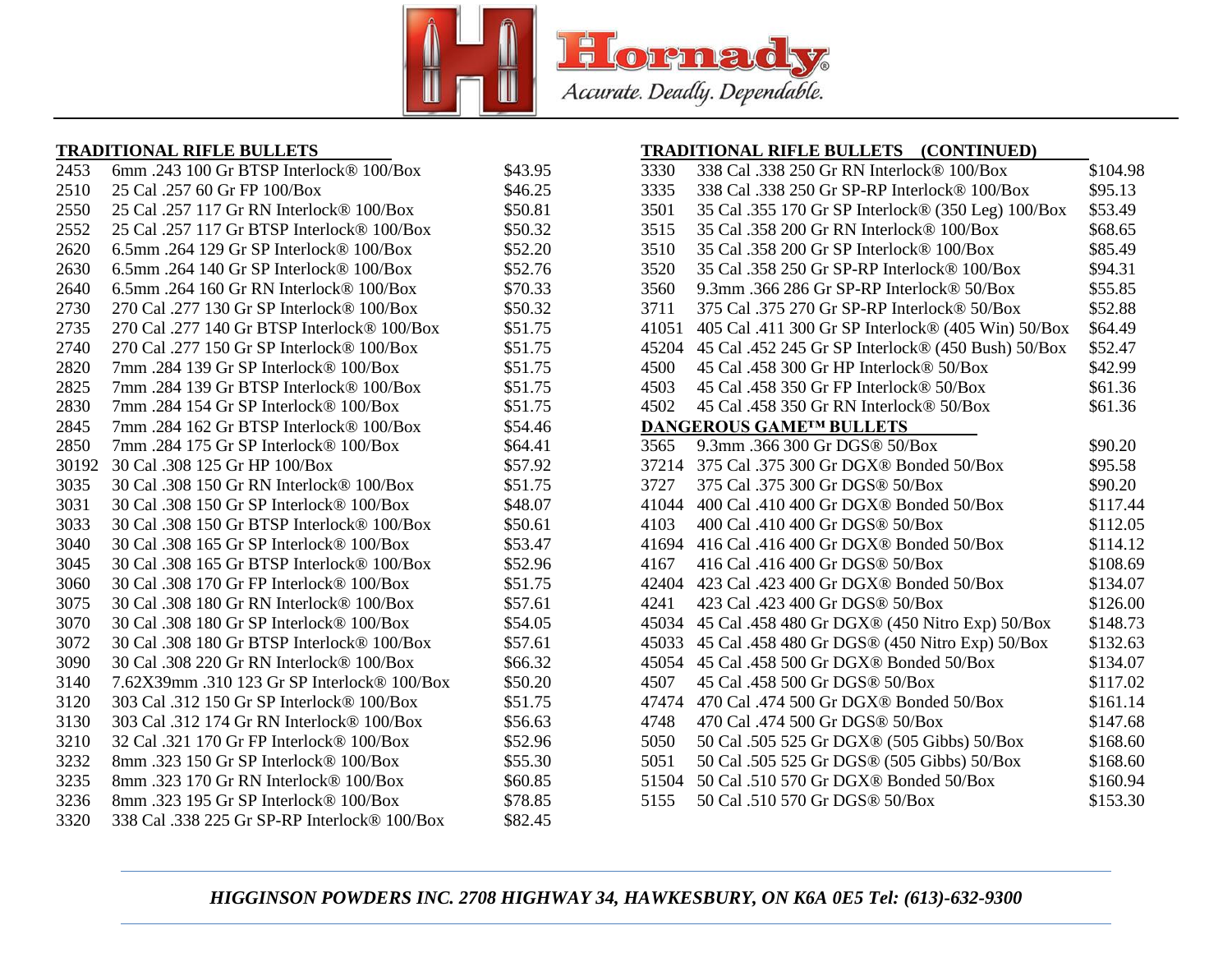Hornady®
*Accurate. Deadly. Dependable.*

## TRADITIONAL RIFLE BULLETS

| Item | Description | Price |
|---|---|---|
| 2453 | 6mm .243 100 Gr BTSP Interlock® 100/Box | $43.95 |
| 2510 | 25 Cal .257 60 Gr FP 100/Box | $46.25 |
| 2550 | 25 Cal .257 117 Gr RN Interlock® 100/Box | $50.81 |
| 2552 | 25 Cal .257 117 Gr BTSP Interlock® 100/Box | $50.32 |
| 2620 | 6.5mm .264 129 Gr SP Interlock® 100/Box | $52.20 |
| 2630 | 6.5mm .264 140 Gr SP Interlock® 100/Box | $52.76 |
| 2640 | 6.5mm .264 160 Gr RN Interlock® 100/Box | $70.33 |
| 2730 | 270 Cal .277 130 Gr SP Interlock® 100/Box | $50.32 |
| 2735 | 270 Cal .277 140 Gr BTSP Interlock® 100/Box | $51.75 |
| 2740 | 270 Cal .277 150 Gr SP Interlock® 100/Box | $51.75 |
| 2820 | 7mm .284 139 Gr SP Interlock® 100/Box | $51.75 |
| 2825 | 7mm .284 139 Gr BTSP Interlock® 100/Box | $51.75 |
| 2830 | 7mm .284 154 Gr SP Interlock® 100/Box | $51.75 |
| 2845 | 7mm .284 162 Gr BTSP Interlock® 100/Box | $54.46 |
| 2850 | 7mm .284 175 Gr SP Interlock® 100/Box | $64.41 |
| 30192 | 30 Cal .308 125 Gr HP 100/Box | $57.92 |
| 3035 | 30 Cal .308 150 Gr RN Interlock® 100/Box | $51.75 |
| 3031 | 30 Cal .308 150 Gr SP Interlock® 100/Box | $48.07 |
| 3033 | 30 Cal .308 150 Gr BTSP Interlock® 100/Box | $50.61 |
| 3040 | 30 Cal .308 165 Gr SP Interlock® 100/Box | $53.47 |
| 3045 | 30 Cal .308 165 Gr BTSP Interlock® 100/Box | $52.96 |
| 3060 | 30 Cal .308 170 Gr FP Interlock® 100/Box | $51.75 |
| 3075 | 30 Cal .308 180 Gr RN Interlock® 100/Box | $57.61 |
| 3070 | 30 Cal .308 180 Gr SP Interlock® 100/Box | $54.05 |
| 3072 | 30 Cal .308 180 Gr BTSP Interlock® 100/Box | $57.61 |
| 3090 | 30 Cal .308 220 Gr RN Interlock® 100/Box | $66.32 |
| 3140 | 7.62X39mm .310 123 Gr SP Interlock® 100/Box | $50.20 |
| 3120 | 303 Cal .312 150 Gr SP Interlock® 100/Box | $51.75 |
| 3130 | 303 Cal .312 174 Gr RN Interlock® 100/Box | $56.63 |
| 3210 | 32 Cal .321 170 Gr FP Interlock® 100/Box | $52.96 |
| 3232 | 8mm .323 150 Gr SP Interlock® 100/Box | $55.30 |
| 3235 | 8mm .323 170 Gr RN Interlock® 100/Box | $60.85 |
| 3236 | 8mm .323 195 Gr SP Interlock® 100/Box | $78.85 |
| 3320 | 338 Cal .338 225 Gr SP-RP Interlock® 100/Box | $82.45 |

## TRADITIONAL RIFLE BULLETS (CONTINUED)

| Item | Description | Price |
|---|---|---|
| 3330 | 338 Cal .338 250 Gr RN Interlock® 100/Box | $104.98 |
| 3335 | 338 Cal .338 250 Gr SP-RP Interlock® 100/Box | $95.13 |
| 3501 | 35 Cal .355 170 Gr SP Interlock® (350 Leg) 100/Box | $53.49 |
| 3515 | 35 Cal .358 200 Gr RN Interlock® 100/Box | $68.65 |
| 3510 | 35 Cal .358 200 Gr SP Interlock® 100/Box | $85.49 |
| 3520 | 35 Cal .358 250 Gr SP-RP Interlock® 100/Box | $94.31 |
| 3560 | 9.3mm .366 286 Gr SP-RP Interlock® 50/Box | $55.85 |
| 3711 | 375 Cal .375 270 Gr SP-RP Interlock® 50/Box | $52.88 |
| 41051 | 405 Cal .411 300 Gr SP Interlock® (405 Win) 50/Box | $64.49 |
| 45204 | 45 Cal .452 245 Gr SP Interlock® (450 Bush) 50/Box | $52.47 |
| 4500 | 45 Cal .458 300 Gr HP Interlock® 50/Box | $42.99 |
| 4503 | 45 Cal .458 350 Gr FP Interlock® 50/Box | $61.36 |
| 4502 | 45 Cal .458 350 Gr RN Interlock® 50/Box | $61.36 |

## DANGEROUS GAME™ BULLETS

| Item | Description | Price |
|---|---|---|
| 3565 | 9.3mm .366 300 Gr DGS® 50/Box | $90.20 |
| 37214 | 375 Cal .375 300 Gr DGX® Bonded 50/Box | $95.58 |
| 3727 | 375 Cal .375 300 Gr DGS® 50/Box | $90.20 |
| 41044 | 400 Cal .410 400 Gr DGX® Bonded 50/Box | $117.44 |
| 4103 | 400 Cal .410 400 Gr DGS® 50/Box | $112.05 |
| 41694 | 416 Cal .416 400 Gr DGX® Bonded 50/Box | $114.12 |
| 4167 | 416 Cal .416 400 Gr DGS® 50/Box | $108.69 |
| 42404 | 423 Cal .423 400 Gr DGX® Bonded 50/Box | $134.07 |
| 4241 | 423 Cal .423 400 Gr DGS® 50/Box | $126.00 |
| 45034 | 45 Cal .458 480 Gr DGX® (450 Nitro Exp) 50/Box | $148.73 |
| 45033 | 45 Cal .458 480 Gr DGS® (450 Nitro Exp) 50/Box | $132.63 |
| 45054 | 45 Cal .458 500 Gr DGX® Bonded 50/Box | $134.07 |
| 4507 | 45 Cal .458 500 Gr DGS® 50/Box | $117.02 |
| 47474 | 470 Cal .474 500 Gr DGX® Bonded 50/Box | $161.14 |
| 4748 | 470 Cal .474 500 Gr DGS® 50/Box | $147.68 |
| 5050 | 50 Cal .505 525 Gr DGX® (505 Gibbs) 50/Box | $168.60 |
| 5051 | 50 Cal .505 525 Gr DGS® (505 Gibbs) 50/Box | $168.60 |
| 51504 | 50 Cal .510 570 Gr DGX® Bonded 50/Box | $160.94 |
| 5155 | 50 Cal .510 570 Gr DGS® 50/Box | $153.30 |

*HIGGINSON POWDERS INC. 2708 HIGHWAY 34, HAWKESBURY, ON K6A 0E5 Tel: (613)-632-9300*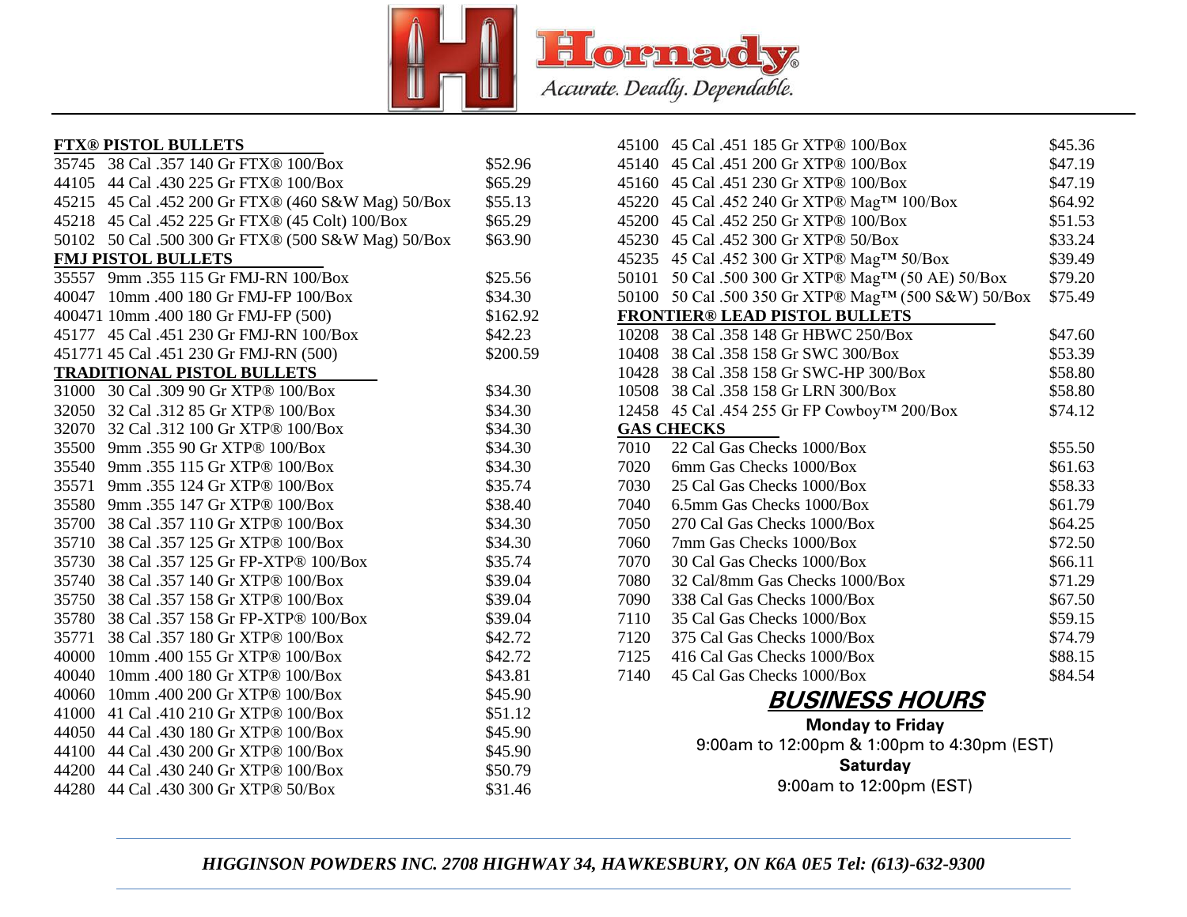Hornady
*Accurate. Deadly. Dependable.*

**FTX® PISTOL BULLETS**

| Item | Description | Price |
|---|---|---|
| 35745 | 38 Cal .357 140 Gr FTX® 100/Box | $52.96 |
| 44105 | 44 Cal .430 225 Gr FTX® 100/Box | $65.29 |
| 45215 | 45 Cal .452 200 Gr FTX® (460 S&W Mag) 50/Box | $55.13 |
| 45218 | 45 Cal .452 225 Gr FTX® (45 Colt) 100/Box | $65.29 |
| 50102 | 50 Cal .500 300 Gr FTX® (500 S&W Mag) 50/Box | $63.90 |

**FMJ PISTOL BULLETS**

| Item | Description | Price |
|---|---|---|
| 35557 | 9mm .355 115 Gr FMJ-RN 100/Box | $25.56 |
| 40047 | 10mm .400 180 Gr FMJ-FP 100/Box | $34.30 |
| 400471 | 10mm .400 180 Gr FMJ-FP (500) | $162.92 |
| 45177 | 45 Cal .451 230 Gr FMJ-RN 100/Box | $42.23 |
| 451771 | 45 Cal .451 230 Gr FMJ-RN (500) | $200.59 |

**TRADITIONAL PISTOL BULLETS**

| Item | Description | Price |
|---|---|---|
| 31000 | 30 Cal .309 90 Gr XTP® 100/Box | $34.30 |
| 32050 | 32 Cal .312 85 Gr XTP® 100/Box | $34.30 |
| 32070 | 32 Cal .312 100 Gr XTP® 100/Box | $34.30 |
| 35500 | 9mm .355 90 Gr XTP® 100/Box | $34.30 |
| 35540 | 9mm .355 115 Gr XTP® 100/Box | $34.30 |
| 35571 | 9mm .355 124 Gr XTP® 100/Box | $35.74 |
| 35580 | 9mm .355 147 Gr XTP® 100/Box | $38.40 |
| 35700 | 38 Cal .357 110 Gr XTP® 100/Box | $34.30 |
| 35710 | 38 Cal .357 125 Gr XTP® 100/Box | $34.30 |
| 35730 | 38 Cal .357 125 Gr FP-XTP® 100/Box | $35.74 |
| 35740 | 38 Cal .357 140 Gr XTP® 100/Box | $39.04 |
| 35750 | 38 Cal .357 158 Gr XTP® 100/Box | $39.04 |
| 35780 | 38 Cal .357 158 Gr FP-XTP® 100/Box | $39.04 |
| 35771 | 38 Cal .357 180 Gr XTP® 100/Box | $42.72 |
| 40000 | 10mm .400 155 Gr XTP® 100/Box | $42.72 |
| 40040 | 10mm .400 180 Gr XTP® 100/Box | $43.81 |
| 40060 | 10mm .400 200 Gr XTP® 100/Box | $45.90 |
| 41000 | 41 Cal .410 210 Gr XTP® 100/Box | $51.12 |
| 44050 | 44 Cal .430 180 Gr XTP® 100/Box | $45.90 |
| 44100 | 44 Cal .430 200 Gr XTP® 100/Box | $45.90 |
| 44200 | 44 Cal .430 240 Gr XTP® 100/Box | $50.79 |
| 44280 | 44 Cal .430 300 Gr XTP® 50/Box | $31.46 |
| 45100 | 45 Cal .451 185 Gr XTP® 100/Box | $45.36 |
| 45140 | 45 Cal .451 200 Gr XTP® 100/Box | $47.19 |
| 45160 | 45 Cal .451 230 Gr XTP® 100/Box | $47.19 |
| 45220 | 45 Cal .452 240 Gr XTP® Mag™ 100/Box | $64.92 |
| 45200 | 45 Cal .452 250 Gr XTP® 100/Box | $51.53 |
| 45230 | 45 Cal .452 300 Gr XTP® 50/Box | $33.24 |
| 45235 | 45 Cal .452 300 Gr XTP® Mag™ 50/Box | $39.49 |
| 50101 | 50 Cal .500 300 Gr XTP® Mag™ (50 AE) 50/Box | $79.20 |
| 50100 | 50 Cal .500 350 Gr XTP® Mag™ (500 S&W) 50/Box | $75.49 |

**FRONTIER® LEAD PISTOL BULLETS**

| Item | Description | Price |
|---|---|---|
| 10208 | 38 Cal .358 148 Gr HBWC 250/Box | $47.60 |
| 10408 | 38 Cal .358 158 Gr SWC 300/Box | $53.39 |
| 10428 | 38 Cal .358 158 Gr SWC-HP 300/Box | $58.80 |
| 10508 | 38 Cal .358 158 Gr LRN 300/Box | $58.80 |
| 12458 | 45 Cal .454 255 Gr FP Cowboy™ 200/Box | $74.12 |

**GAS CHECKS**

| Item | Description | Price |
|---|---|---|
| 7010 | 22 Cal Gas Checks 1000/Box | $55.50 |
| 7020 | 6mm Gas Checks 1000/Box | $61.63 |
| 7030 | 25 Cal Gas Checks 1000/Box | $58.33 |
| 7040 | 6.5mm Gas Checks 1000/Box | $61.79 |
| 7050 | 270 Cal Gas Checks 1000/Box | $64.25 |
| 7060 | 7mm Gas Checks 1000/Box | $72.50 |
| 7070 | 30 Cal Gas Checks 1000/Box | $66.11 |
| 7080 | 32 Cal/8mm Gas Checks 1000/Box | $71.29 |
| 7090 | 338 Cal Gas Checks 1000/Box | $67.50 |
| 7110 | 35 Cal Gas Checks 1000/Box | $59.15 |
| 7120 | 375 Cal Gas Checks 1000/Box | $74.79 |
| 7125 | 416 Cal Gas Checks 1000/Box | $88.15 |
| 7140 | 45 Cal Gas Checks 1000/Box | $84.54 |

## *BUSINESS HOURS*

**Monday to Friday**
9:00am to 12:00pm & 1:00pm to 4:30pm (EST)
**Saturday**
9:00am to 12:00pm (EST)

*HIGGINSON POWDERS INC. 2708 HIGHWAY 34, HAWKESBURY, ON K6A 0E5 Tel: (613)-632-9300*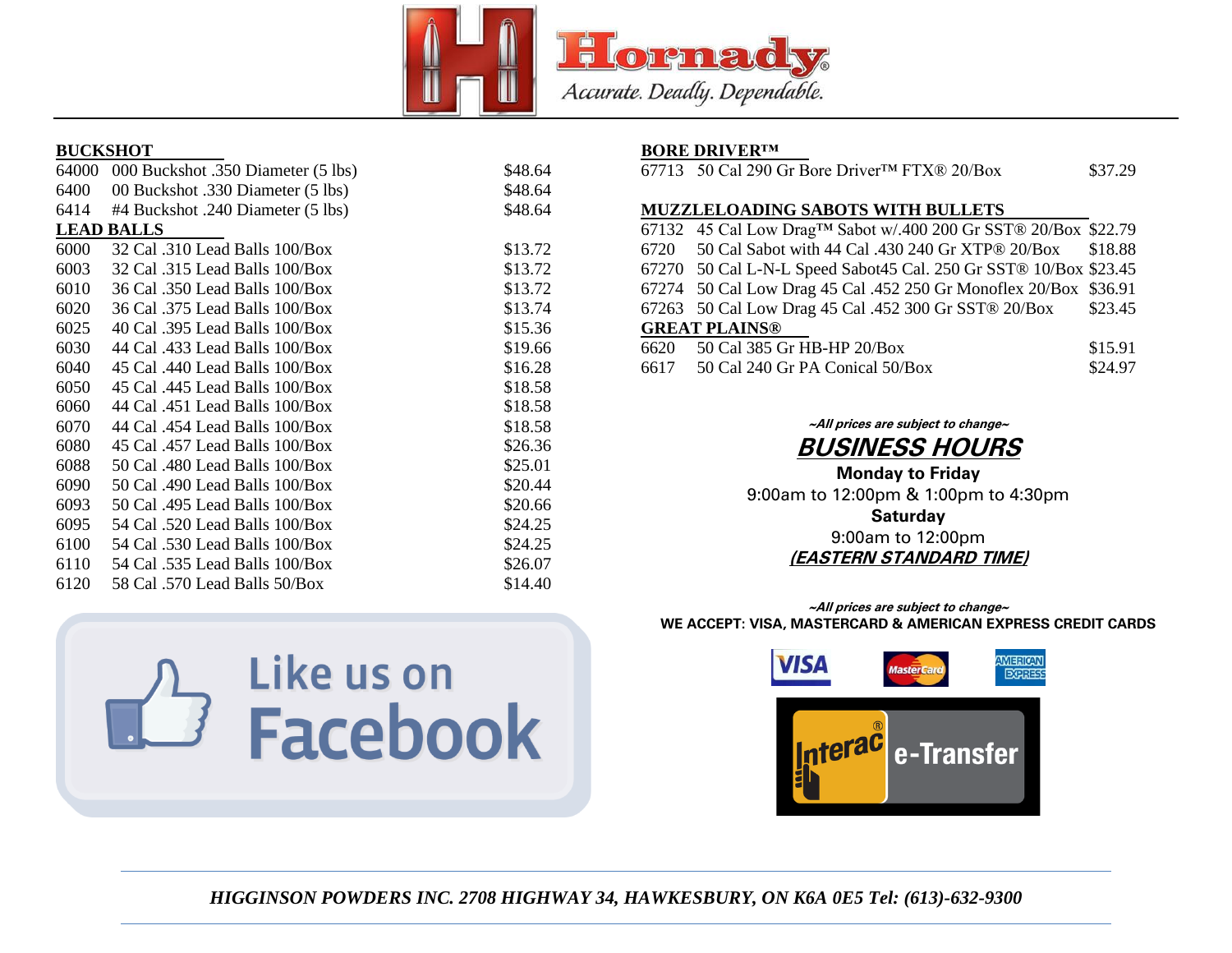Hornady® Accurate. Deadly. Dependable.

## BUCKSHOT

| | | |
|---|---|---|
| 64000 | 000 Buckshot .350 Diameter (5 lbs) | $48.64 |
| 6400 | 00 Buckshot .330 Diameter (5 lbs) | $48.64 |
| 6414 | #4 Buckshot .240 Diameter (5 lbs) | $48.64 |

## LEAD BALLS

| | | |
|---|---|---|
| 6000 | 32 Cal .310 Lead Balls 100/Box | $13.72 |
| 6003 | 32 Cal .315 Lead Balls 100/Box | $13.72 |
| 6010 | 36 Cal .350 Lead Balls 100/Box | $13.72 |
| 6020 | 36 Cal .375 Lead Balls 100/Box | $13.74 |
| 6025 | 40 Cal .395 Lead Balls 100/Box | $15.36 |
| 6030 | 44 Cal .433 Lead Balls 100/Box | $19.66 |
| 6040 | 45 Cal .440 Lead Balls 100/Box | $16.28 |
| 6050 | 45 Cal .445 Lead Balls 100/Box | $18.58 |
| 6060 | 44 Cal .451 Lead Balls 100/Box | $18.58 |
| 6070 | 44 Cal .454 Lead Balls 100/Box | $18.58 |
| 6080 | 45 Cal .457 Lead Balls 100/Box | $26.36 |
| 6088 | 50 Cal .480 Lead Balls 100/Box | $25.01 |
| 6090 | 50 Cal .490 Lead Balls 100/Box | $20.44 |
| 6093 | 50 Cal .495 Lead Balls 100/Box | $20.66 |
| 6095 | 54 Cal .520 Lead Balls 100/Box | $24.25 |
| 6100 | 54 Cal .530 Lead Balls 100/Box | $24.25 |
| 6110 | 54 Cal .535 Lead Balls 100/Box | $26.07 |
| 6120 | 58 Cal .570 Lead Balls 50/Box | $14.40 |

Like us on Facebook

## BORE DRIVER™

| | | |
|---|---|---|
| 67713 | 50 Cal 290 Gr Bore Driver™ FTX® 20/Box | $37.29 |

## MUZZLELOADING SABOTS WITH BULLETS

| | | |
|---|---|---|
| 67132 | 45 Cal Low Drag™ Sabot w/.400 200 Gr SST® 20/Box | $22.79 |
| 6720 | 50 Cal Sabot with 44 Cal .430 240 Gr XTP® 20/Box | $18.88 |
| 67270 | 50 Cal L-N-L Speed Sabot45 Cal. 250 Gr SST® 10/Box | $23.45 |
| 67274 | 50 Cal Low Drag 45 Cal .452 250 Gr Monoflex 20/Box | $36.91 |
| 67263 | 50 Cal Low Drag 45 Cal .452 300 Gr SST® 20/Box | $23.45 |

## GREAT PLAINS®

| | | |
|---|---|---|
| 6620 | 50 Cal 385 Gr HB-HP 20/Box | $15.91 |
| 6617 | 50 Cal 240 Gr PA Conical 50/Box | $24.97 |

*~All prices are subject to change~*

## BUSINESS HOURS

**Monday to Friday**
9:00am to 12:00pm & 1:00pm to 4:30pm
**Saturday**
9:00am to 12:00pm
***(EASTERN STANDARD TIME)***

*~All prices are subject to change~*

**WE ACCEPT: VISA, MASTERCARD & AMERICAN EXPRESS CREDIT CARDS**

VISA MasterCard AMERICAN EXPRESS

Interac® e-Transfer

*HIGGINSON POWDERS INC. 2708 HIGHWAY 34, HAWKESBURY, ON K6A 0E5 Tel: (613)-632-9300*